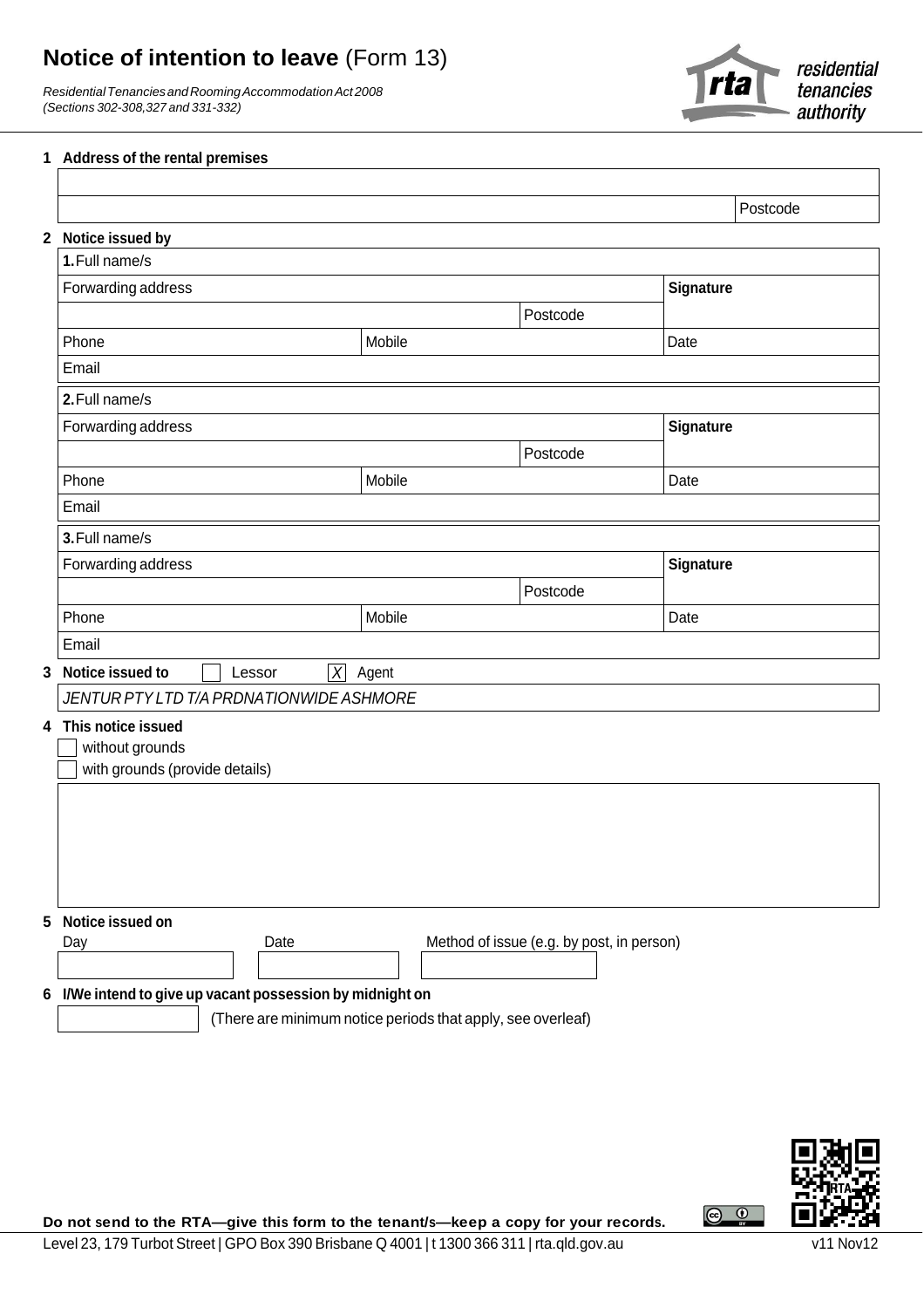# Notice of intention to leave (Form 13)

*Residential Tenancies and Rooming Accommodation Act 2008*
*(Sections 302-308,327 and 331-332)*

residential tenancies authority

**1 Address of the rental premises**

| | |
|---|---|
| | |
| | Postcode |

**2 Notice issued by**

| | | | |
|---|---|---|---|
| **1.** Full name/s | | | |
| Forwarding address | | | **Signature** |
| | | Postcode | |
| Phone | Mobile | | Date |
| Email | | | |

| | | | |
|---|---|---|---|
| **2.** Full name/s | | | |
| Forwarding address | | | **Signature** |
| | | Postcode | |
| Phone | Mobile | | Date |
| Email | | | |

| | | | |
|---|---|---|---|
| **3.** Full name/s | | | |
| Forwarding address | | | **Signature** |
| | | Postcode | |
| Phone | Mobile | | Date |
| Email | | | |

**3 Notice issued to** ☐ Lessor ☒ Agent

*JENTUR PTY LTD T/A PRDNATIONWIDE ASHMORE*

**4 This notice issued**

☐ without grounds
☐ with grounds (provide details)

**5 Notice issued on**

| Day | Date | Method of issue (e.g. by post, in person) |
|---|---|---|
| | | |

**6 I/We intend to give up vacant possession by midnight on**

☐ (There are minimum notice periods that apply, see overleaf)

**Do not send to the RTA—give this form to the tenant/s—keep a copy for your records.**

Level 23, 179 Turbot Street | GPO Box 390 Brisbane Q 4001 | t 1300 366 311 | rta.qld.gov.au v11 Nov12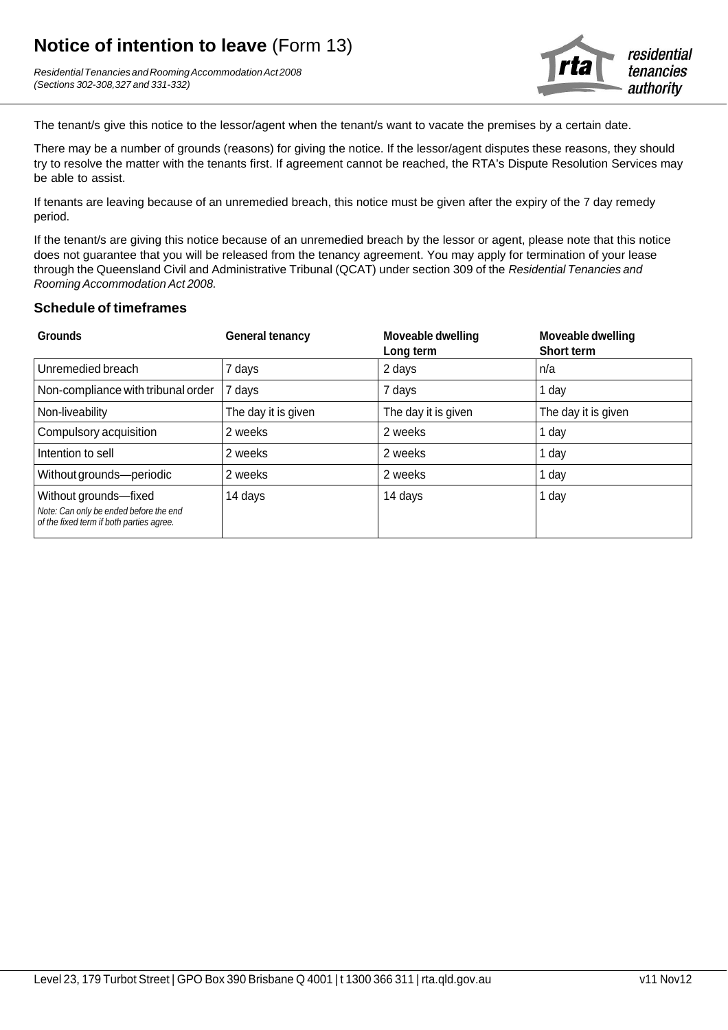# **Notice of intention to leave** (Form 13)

*Residential Tenancies and Rooming Accommodation Act 2008*
*(Sections 302-308,327 and 331-332)*

The tenant/s give this notice to the lessor/agent when the tenant/s want to vacate the premises by a certain date.

There may be a number of grounds (reasons) for giving the notice. If the lessor/agent disputes these reasons, they should try to resolve the matter with the tenants first. If agreement cannot be reached, the RTA's Dispute Resolution Services may be able to assist.

If tenants are leaving because of an unremedied breach, this notice must be given after the expiry of the 7 day remedy period.

If the tenant/s are giving this notice because of an unremedied breach by the lessor or agent, please note that this notice does not guarantee that you will be released from the tenancy agreement. You may apply for termination of your lease through the Queensland Civil and Administrative Tribunal (QCAT) under section 309 of the *Residential Tenancies and Rooming Accommodation Act 2008.*

### Schedule of timeframes

| Grounds | General tenancy | Moveable dwelling Long term | Moveable dwelling Short term |
|---|---|---|---|
| Unremedied breach | 7 days | 2 days | n/a |
| Non-compliance with tribunal order | 7 days | 7 days | 1 day |
| Non-liveability | The day it is given | The day it is given | The day it is given |
| Compulsory acquisition | 2 weeks | 2 weeks | 1 day |
| Intention to sell | 2 weeks | 2 weeks | 1 day |
| Without grounds—periodic | 2 weeks | 2 weeks | 1 day |
| Without grounds—fixed *Note: Can only be ended before the end of the fixed term if both parties agree.* | 14 days | 14 days | 1 day |

Level 23, 179 Turbot Street | GPO Box 390 Brisbane Q 4001 | t 1300 366 311 | rta.qld.gov.au

v11 Nov12